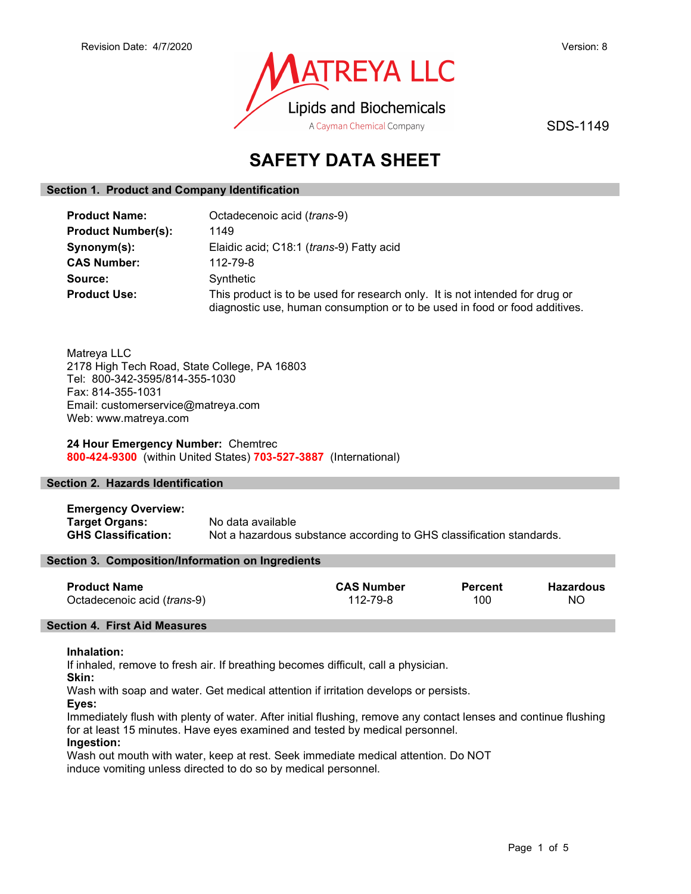Revision Date: 4/7/2020

Version: 8

MATREYA LLC
Lipids and Biochemicals
A Cayman Chemical Company

SDS-1149

# SAFETY DATA SHEET

## Section 1. Product and Company Identification

| | |
|---|---|
| **Product Name:** | Octadecenoic acid (*trans*-9) |
| **Product Number(s):** | 1149 |
| **Synonym(s):** | Elaidic acid; C18:1 (*trans*-9) Fatty acid |
| **CAS Number:** | 112-79-8 |
| **Source:** | Synthetic |
| **Product Use:** | This product is to be used for research only. It is not intended for drug or diagnostic use, human consumption or to be used in food or food additives. |

Matreya LLC
2178 High Tech Road, State College, PA 16803
Tel: 800-342-3595/814-355-1030
Fax: 814-355-1031
Email: customerservice@matreya.com
Web: www.matreya.com

**24 Hour Emergency Number:** Chemtrec
**800-424-9300** (within United States) **703-527-3887** (International)

## Section 2. Hazards Identification

**Emergency Overview:**

| | |
|---|---|
| **Target Organs:** | No data available |
| **GHS Classification:** | Not a hazardous substance according to GHS classification standards. |

## Section 3. Composition/Information on Ingredients

| Product Name | CAS Number | Percent | Hazardous |
|---|---|---|---|
| Octadecenoic acid (*trans*-9) | 112-79-8 | 100 | NO |

## Section 4. First Aid Measures

**Inhalation:**
If inhaled, remove to fresh air. If breathing becomes difficult, call a physician.

**Skin:**
Wash with soap and water. Get medical attention if irritation develops or persists.

**Eyes:**
Immediately flush with plenty of water. After initial flushing, remove any contact lenses and continue flushing for at least 15 minutes. Have eyes examined and tested by medical personnel.

**Ingestion:**
Wash out mouth with water, keep at rest. Seek immediate medical attention. Do NOT induce vomiting unless directed to do so by medical personnel.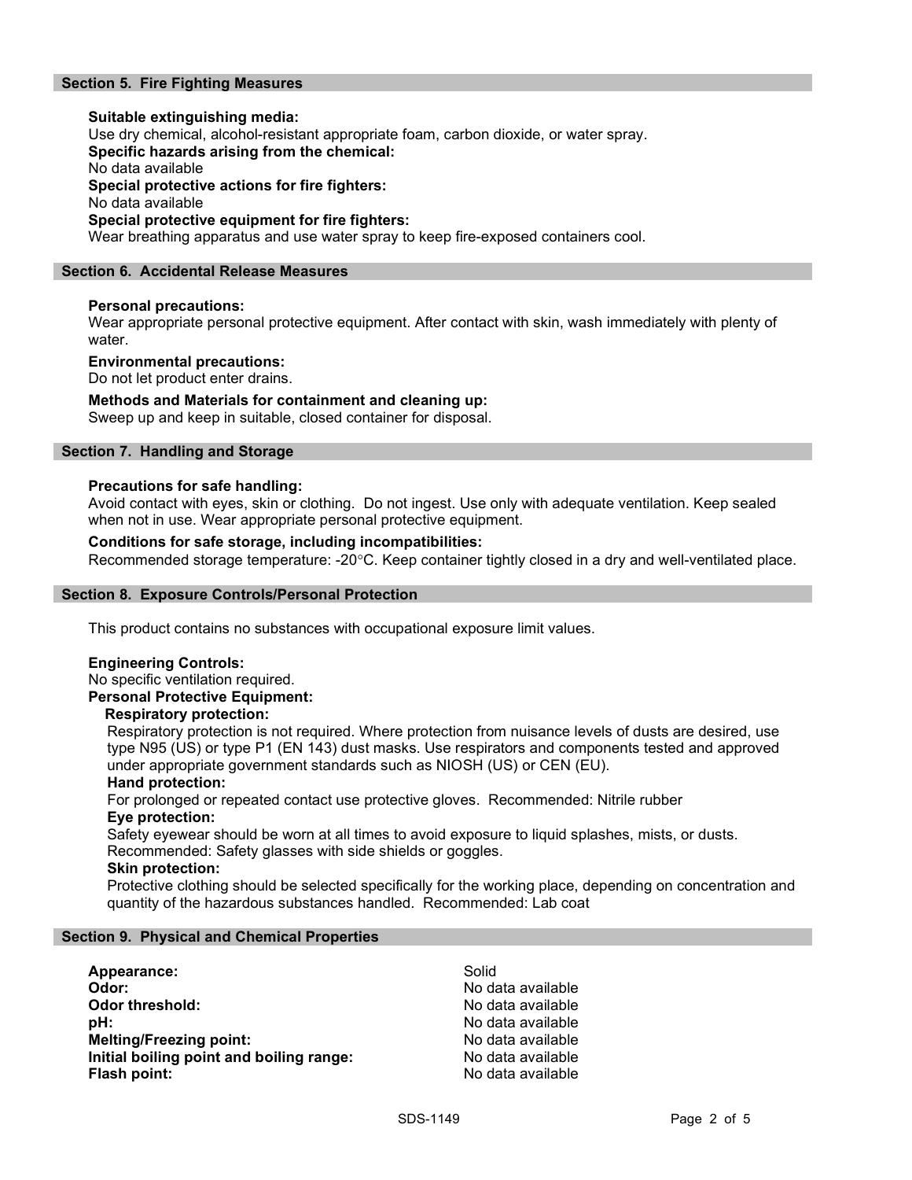## Section 5. Fire Fighting Measures

**Suitable extinguishing media:**
Use dry chemical, alcohol-resistant appropriate foam, carbon dioxide, or water spray.

**Specific hazards arising from the chemical:**
No data available

**Special protective actions for fire fighters:**
No data available

**Special protective equipment for fire fighters:**
Wear breathing apparatus and use water spray to keep fire-exposed containers cool.

## Section 6. Accidental Release Measures

**Personal precautions:**
Wear appropriate personal protective equipment. After contact with skin, wash immediately with plenty of water.

**Environmental precautions:**
Do not let product enter drains.

**Methods and Materials for containment and cleaning up:**
Sweep up and keep in suitable, closed container for disposal.

## Section 7. Handling and Storage

**Precautions for safe handling:**
Avoid contact with eyes, skin or clothing. Do not ingest. Use only with adequate ventilation. Keep sealed when not in use. Wear appropriate personal protective equipment.

**Conditions for safe storage, including incompatibilities:**
Recommended storage temperature: -20°C. Keep container tightly closed in a dry and well-ventilated place.

## Section 8. Exposure Controls/Personal Protection

This product contains no substances with occupational exposure limit values.

**Engineering Controls:**
No specific ventilation required.

**Personal Protective Equipment:**

**Respiratory protection:**
Respiratory protection is not required. Where protection from nuisance levels of dusts are desired, use type N95 (US) or type P1 (EN 143) dust masks. Use respirators and components tested and approved under appropriate government standards such as NIOSH (US) or CEN (EU).

**Hand protection:**
For prolonged or repeated contact use protective gloves. Recommended: Nitrile rubber

**Eye protection:**
Safety eyewear should be worn at all times to avoid exposure to liquid splashes, mists, or dusts. Recommended: Safety glasses with side shields or goggles.

**Skin protection:**
Protective clothing should be selected specifically for the working place, depending on concentration and quantity of the hazardous substances handled. Recommended: Lab coat

## Section 9. Physical and Chemical Properties

| | |
|---|---|
| **Appearance:** | Solid |
| **Odor:** | No data available |
| **Odor threshold:** | No data available |
| **pH:** | No data available |
| **Melting/Freezing point:** | No data available |
| **Initial boiling point and boiling range:** | No data available |
| **Flash point:** | No data available |

SDS-1149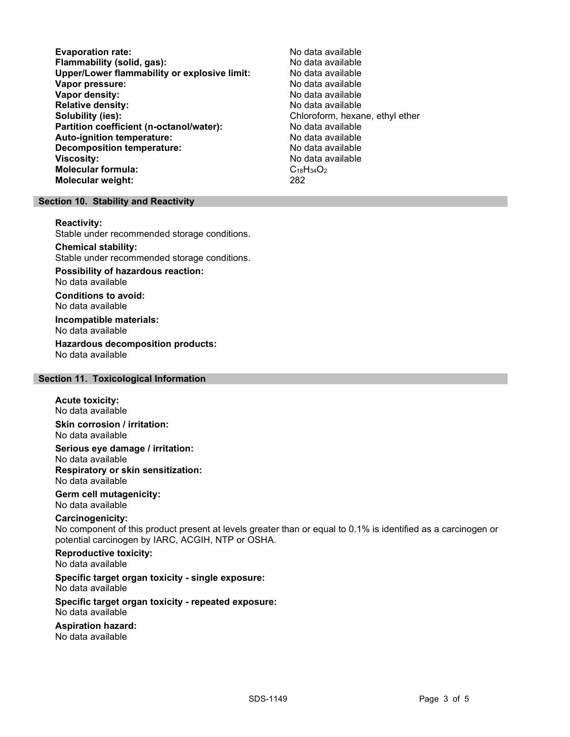**Evaporation rate:** No data available
**Flammability (solid, gas):** No data available
**Upper/Lower flammability or explosive limit:** No data available
**Vapor pressure:** No data available
**Vapor density:** No data available
**Relative density:** No data available
**Solubility (ies):** Chloroform, hexane, ethyl ether
**Partition coefficient (n-octanol/water):** No data available
**Auto-ignition temperature:** No data available
**Decomposition temperature:** No data available
**Viscosity:** No data available
**Molecular formula:** $C_{18}H_{34}O_2$
**Molecular weight:** 282

## Section 10. Stability and Reactivity

**Reactivity:**
Stable under recommended storage conditions.

**Chemical stability:**
Stable under recommended storage conditions.

**Possibility of hazardous reaction:**
No data available

**Conditions to avoid:**
No data available

**Incompatible materials:**
No data available

**Hazardous decomposition products:**
No data available

## Section 11. Toxicological Information

**Acute toxicity:**
No data available

**Skin corrosion / irritation:**
No data available

**Serious eye damage / irritation:**
No data available

**Respiratory or skin sensitization:**
No data available

**Germ cell mutagenicity:**
No data available

**Carcinogenicity:**
No component of this product present at levels greater than or equal to 0.1% is identified as a carcinogen or potential carcinogen by IARC, ACGIH, NTP or OSHA.

**Reproductive toxicity:**
No data available

**Specific target organ toxicity - single exposure:**
No data available

**Specific target organ toxicity - repeated exposure:**
No data available

**Aspiration hazard:**
No data available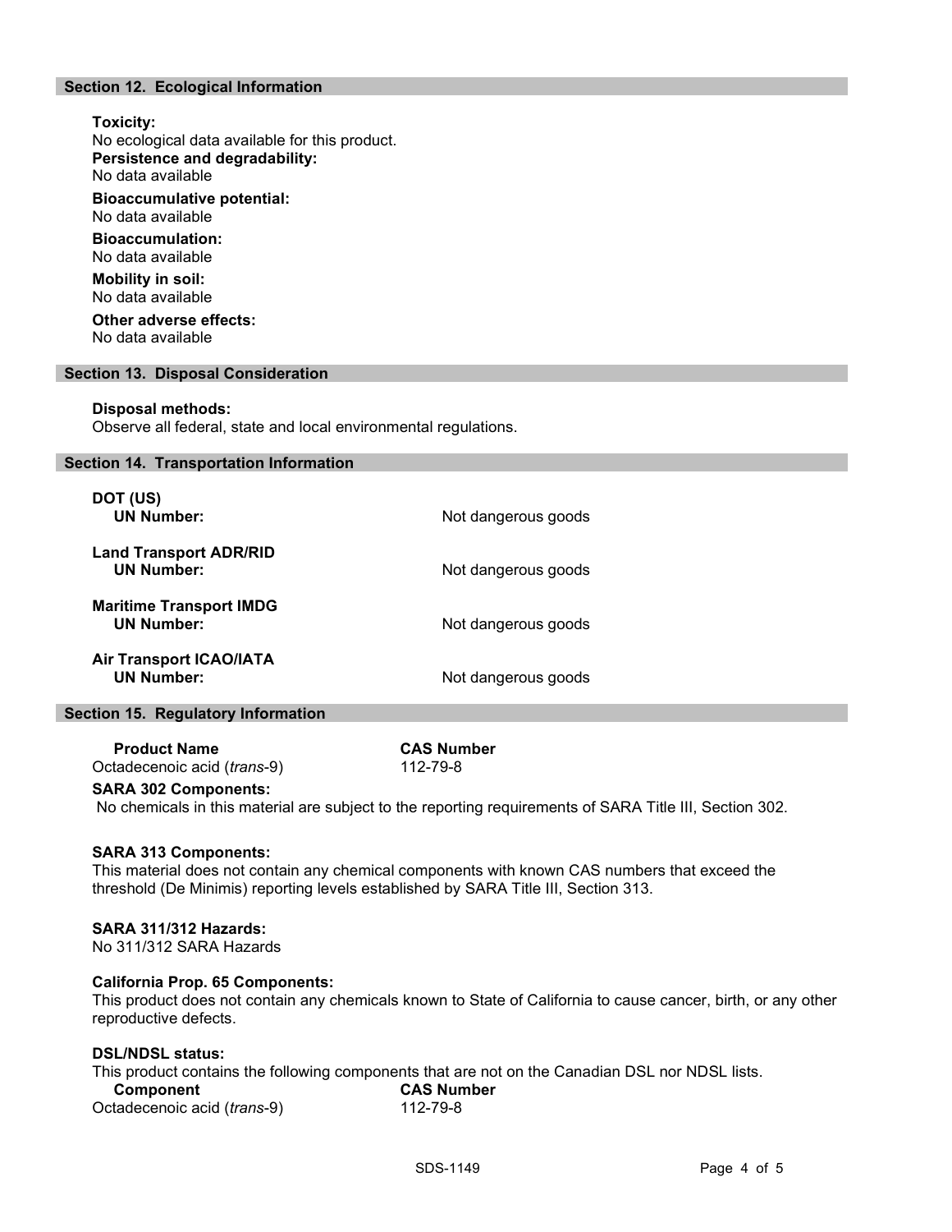## Section 12. Ecological Information

**Toxicity:**
No ecological data available for this product.

**Persistence and degradability:**
No data available

**Bioaccumulative potential:**
No data available

**Bioaccumulation:**
No data available

**Mobility in soil:**
No data available

**Other adverse effects:**
No data available

## Section 13. Disposal Consideration

**Disposal methods:**
Observe all federal, state and local environmental regulations.

## Section 14. Transportation Information

| | |
|---|---|
| **DOT (US)** | |
| **UN Number:** | Not dangerous goods |
| **Land Transport ADR/RID** | |
| **UN Number:** | Not dangerous goods |
| **Maritime Transport IMDG** | |
| **UN Number:** | Not dangerous goods |
| **Air Transport ICAO/IATA** | |
| **UN Number:** | Not dangerous goods |

## Section 15. Regulatory Information

| **Product Name** | **CAS Number** |
|---|---|
| Octadecenoic acid (*trans*-9) | 112-79-8 |

**SARA 302 Components:**
No chemicals in this material are subject to the reporting requirements of SARA Title III, Section 302.

**SARA 313 Components:**
This material does not contain any chemical components with known CAS numbers that exceed the threshold (De Minimis) reporting levels established by SARA Title III, Section 313.

**SARA 311/312 Hazards:**
No 311/312 SARA Hazards

**California Prop. 65 Components:**
This product does not contain any chemicals known to State of California to cause cancer, birth, or any other reproductive defects.

**DSL/NDSL status:**
This product contains the following components that are not on the Canadian DSL nor NDSL lists.

| **Component** | **CAS Number** |
|---|---|
| Octadecenoic acid (*trans*-9) | 112-79-8 |

SDS-1149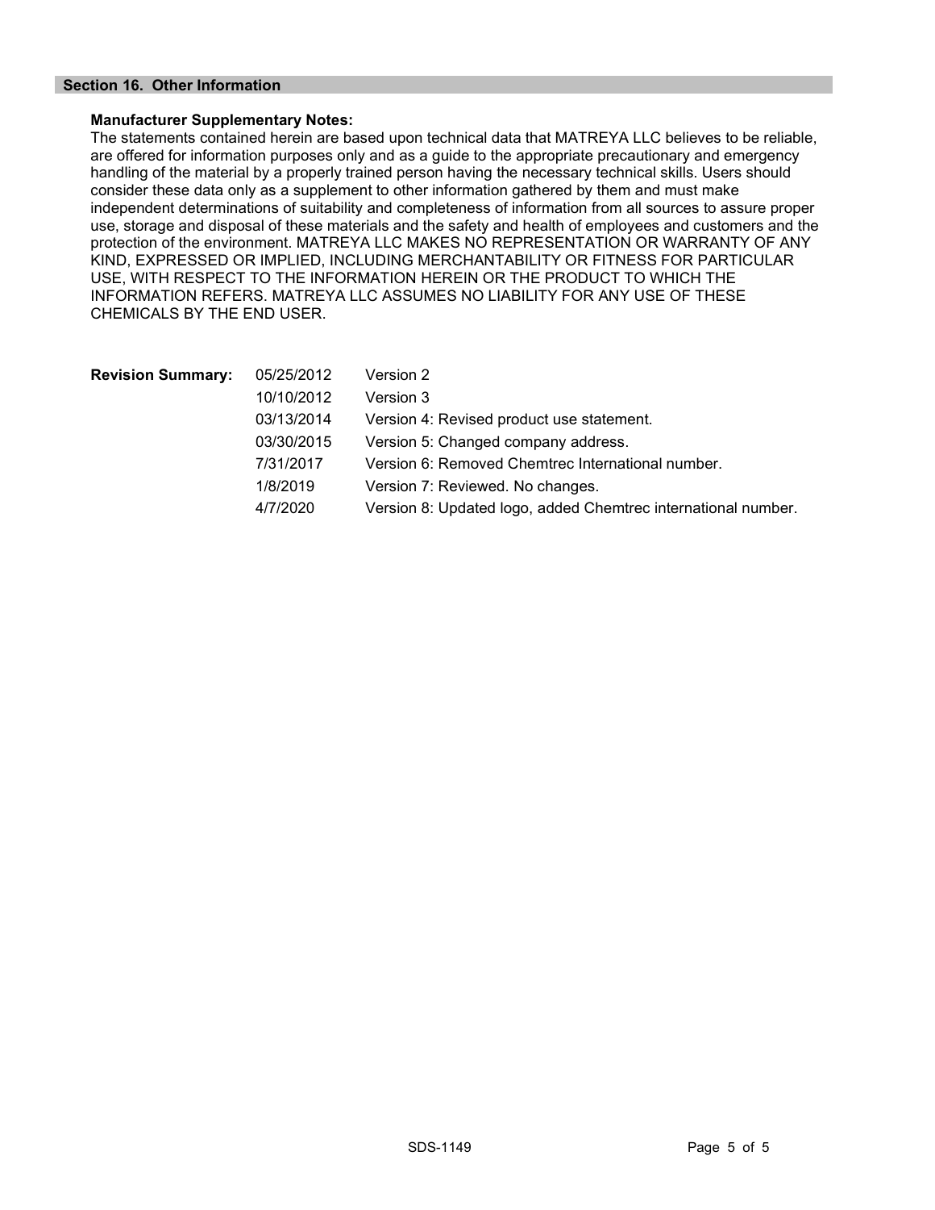## Section 16. Other Information

**Manufacturer Supplementary Notes:**

The statements contained herein are based upon technical data that MATREYA LLC believes to be reliable, are offered for information purposes only and as a guide to the appropriate precautionary and emergency handling of the material by a properly trained person having the necessary technical skills. Users should consider these data only as a supplement to other information gathered by them and must make independent determinations of suitability and completeness of information from all sources to assure proper use, storage and disposal of these materials and the safety and health of employees and customers and the protection of the environment. MATREYA LLC MAKES NO REPRESENTATION OR WARRANTY OF ANY KIND, EXPRESSED OR IMPLIED, INCLUDING MERCHANTABILITY OR FITNESS FOR PARTICULAR USE, WITH RESPECT TO THE INFORMATION HEREIN OR THE PRODUCT TO WHICH THE INFORMATION REFERS. MATREYA LLC ASSUMES NO LIABILITY FOR ANY USE OF THESE CHEMICALS BY THE END USER.

| | | |
|---|---|---|
| **Revision Summary:** | 05/25/2012 | Version 2 |
| | 10/10/2012 | Version 3 |
| | 03/13/2014 | Version 4: Revised product use statement. |
| | 03/30/2015 | Version 5: Changed company address. |
| | 7/31/2017 | Version 6: Removed Chemtrec International number. |
| | 1/8/2019 | Version 7: Reviewed. No changes. |
| | 4/7/2020 | Version 8: Updated logo, added Chemtrec international number. |

SDS-1149